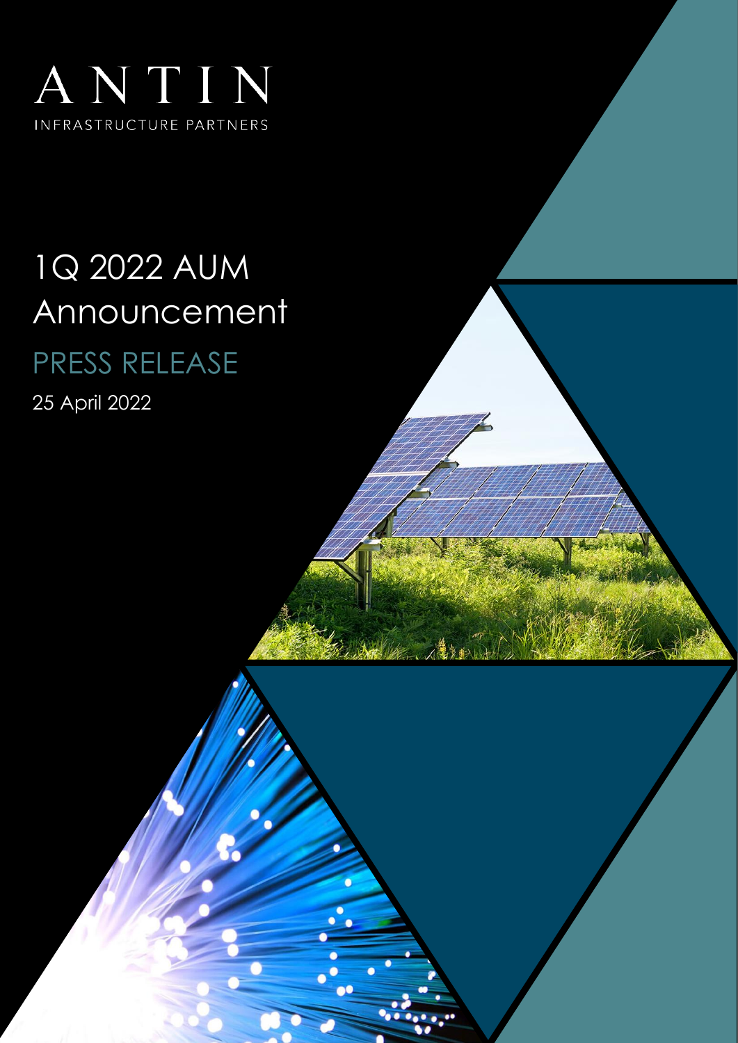# ANTIN

INFRASTRUCTURE PARTNERS

# 1Q 2022 AUM Announcement

## PRESS RELEASE

25 April 2022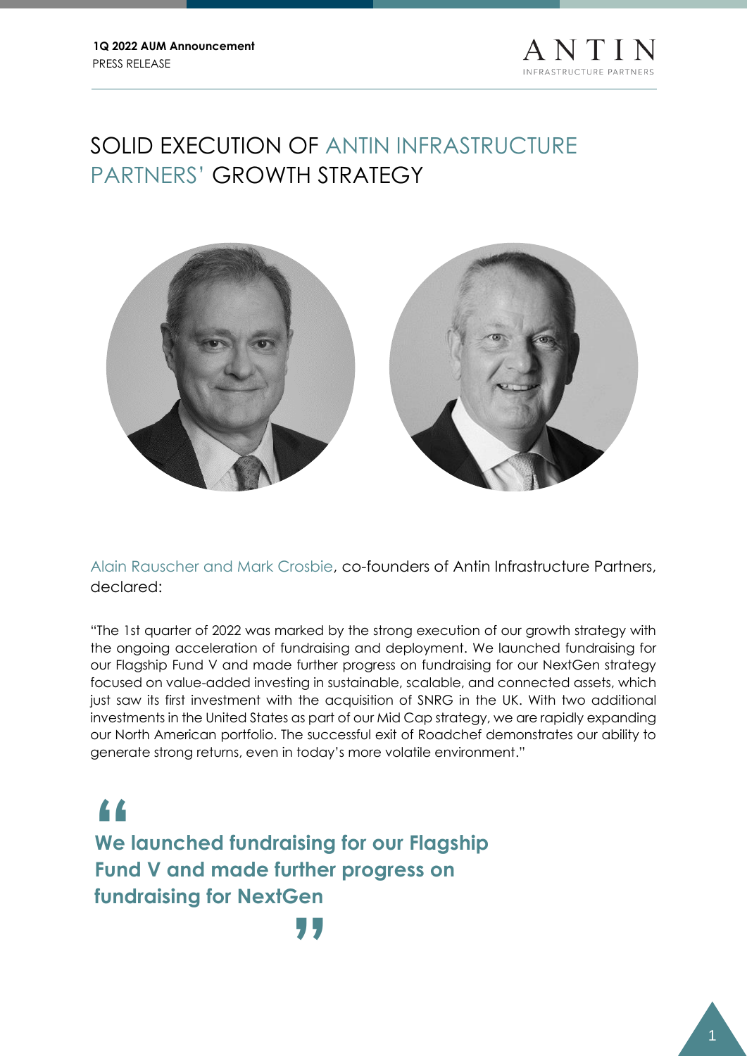# SOLID EXECUTION OF ANTIN INFRASTRUCTURE PARTNERS' GROWTH STRATEGY

Alain Rauscher and Mark Crosbie, co-founders of Antin Infrastructure Partners, declared:

"The 1st quarter of 2022 was marked by the strong execution of our growth strategy with the ongoing acceleration of fundraising and deployment. We launched fundraising for our Flagship Fund V and made further progress on fundraising for our NextGen strategy focused on value-added investing in sustainable, scalable, and connected assets, which just saw its first investment with the acquisition of SNRG in the UK. With two additional investments in the United States as part of our Mid Cap strategy, we are rapidly expanding our North American portfolio. The successful exit of Roadchef demonstrates our ability to generate strong returns, even in today's more volatile environment."

> **"We launched fundraising for our Flagship Fund V and made further progress on fundraising for NextGen"**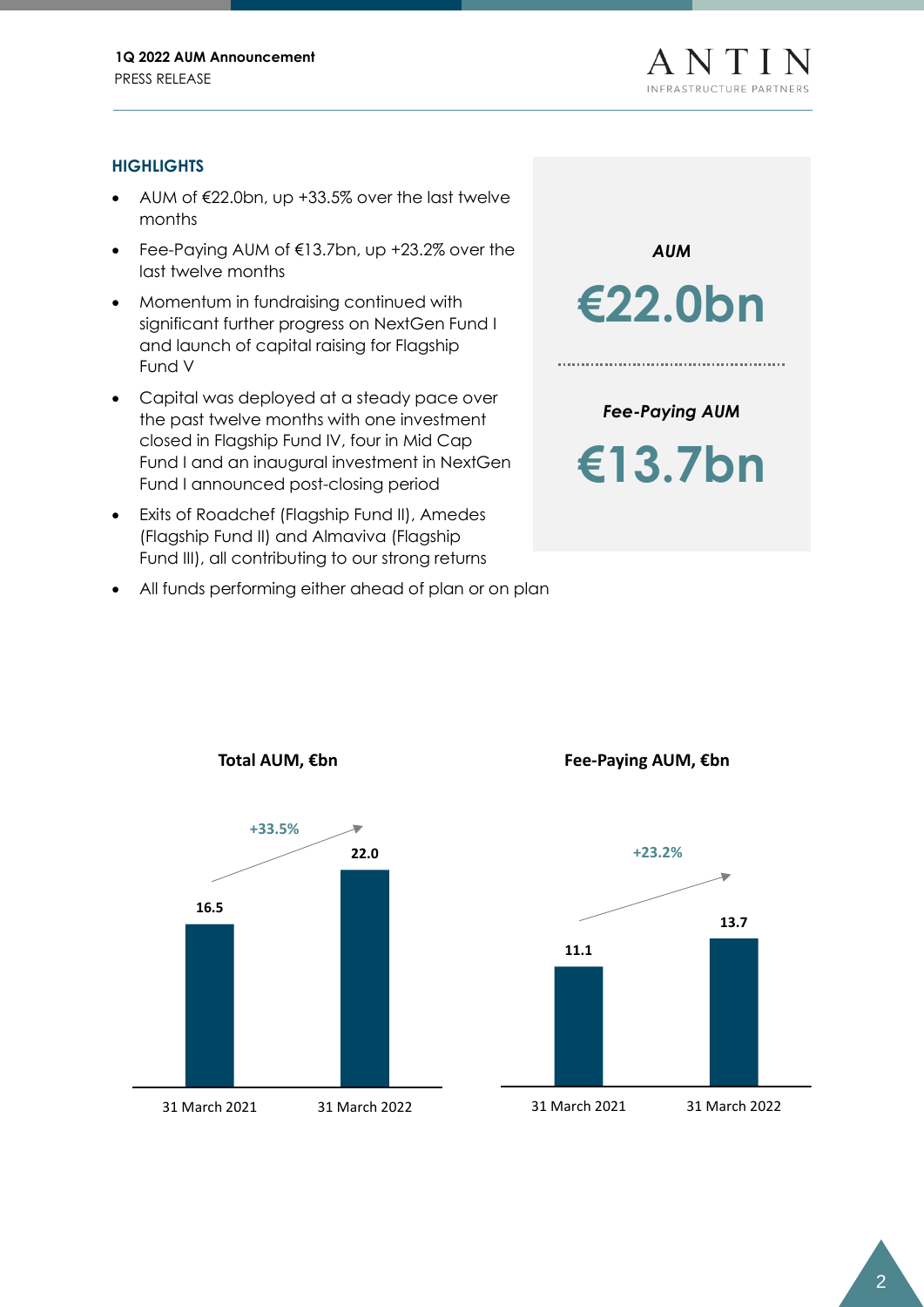## HIGHLIGHTS

- AUM of €22.0bn, up +33.5% over the last twelve months
- Fee-Paying AUM of €13.7bn, up +23.2% over the last twelve months
- Momentum in fundraising continued with significant further progress on NextGen Fund I and launch of capital raising for Flagship Fund V
- Capital was deployed at a steady pace over the past twelve months with one investment closed in Flagship Fund IV, four in Mid Cap Fund I and an inaugural investment in NextGen Fund I announced post-closing period
- Exits of Roadchef (Flagship Fund II), Amedes (Flagship Fund II) and Almaviva (Flagship Fund III), all contributing to our strong returns
- All funds performing either ahead of plan or on plan

*AUM*

**€22.0bn**

*Fee-Paying AUM*

**€13.7bn**

**Total AUM, €bn**

| 31 March 2021 | 31 March 2022 |
|---|---|
| 16.5 | 22.0 |

+33.5%

**Fee-Paying AUM, €bn**

| 31 March 2021 | 31 March 2022 |
|---|---|
| 11.1 | 13.7 |

+23.2%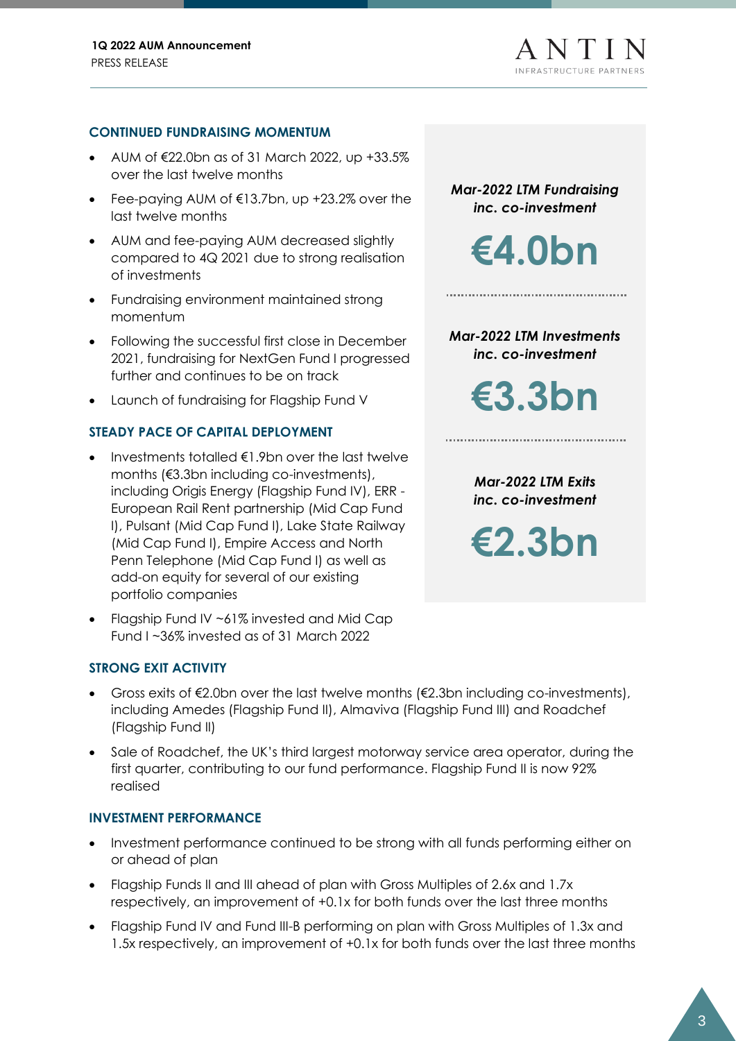## CONTINUED FUNDRAISING MOMENTUM

- AUM of €22.0bn as of 31 March 2022, up +33.5% over the last twelve months
- Fee-paying AUM of €13.7bn, up +23.2% over the last twelve months
- AUM and fee-paying AUM decreased slightly compared to 4Q 2021 due to strong realisation of investments
- Fundraising environment maintained strong momentum
- Following the successful first close in December 2021, fundraising for NextGen Fund I progressed further and continues to be on track
- Launch of fundraising for Flagship Fund V

***Mar-2022 LTM Fundraising inc. co-investment***

**€4.0bn**

***Mar-2022 LTM Investments inc. co-investment***

**€3.3bn**

***Mar-2022 LTM Exits inc. co-investment***

**€2.3bn**

## STEADY PACE OF CAPITAL DEPLOYMENT

- Investments totalled €1.9bn over the last twelve months (€3.3bn including co-investments), including Origis Energy (Flagship Fund IV), ERR - European Rail Rent partnership (Mid Cap Fund I), Pulsant (Mid Cap Fund I), Lake State Railway (Mid Cap Fund I), Empire Access and North Penn Telephone (Mid Cap Fund I) as well as add-on equity for several of our existing portfolio companies
- Flagship Fund IV ~61% invested and Mid Cap Fund I ~36% invested as of 31 March 2022

## STRONG EXIT ACTIVITY

- Gross exits of €2.0bn over the last twelve months (€2.3bn including co-investments), including Amedes (Flagship Fund II), Almaviva (Flagship Fund III) and Roadchef (Flagship Fund II)
- Sale of Roadchef, the UK's third largest motorway service area operator, during the first quarter, contributing to our fund performance. Flagship Fund II is now 92% realised

## INVESTMENT PERFORMANCE

- Investment performance continued to be strong with all funds performing either on or ahead of plan
- Flagship Funds II and III ahead of plan with Gross Multiples of 2.6x and 1.7x respectively, an improvement of +0.1x for both funds over the last three months
- Flagship Fund IV and Fund III-B performing on plan with Gross Multiples of 1.3x and 1.5x respectively, an improvement of +0.1x for both funds over the last three months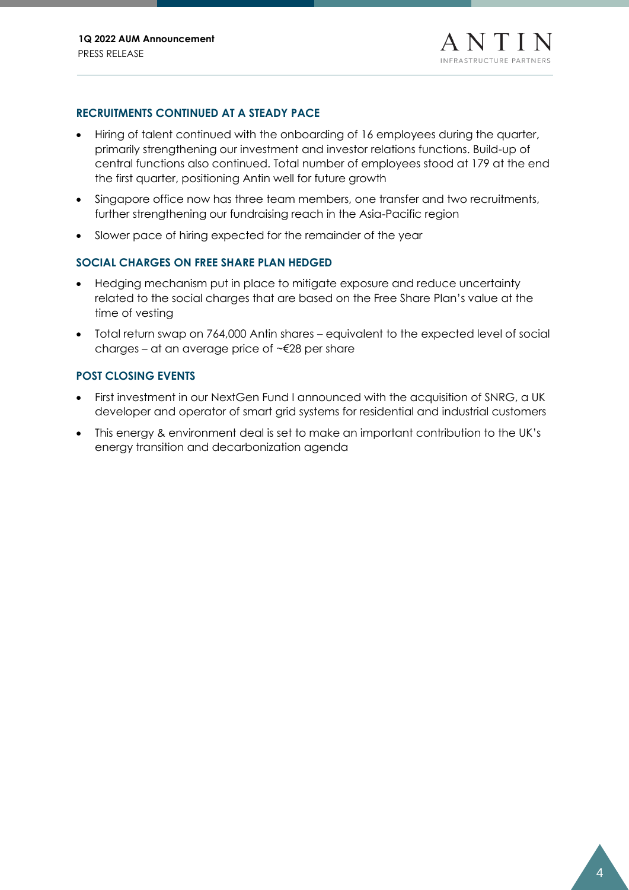## RECRUITMENTS CONTINUED AT A STEADY PACE

- Hiring of talent continued with the onboarding of 16 employees during the quarter, primarily strengthening our investment and investor relations functions. Build-up of central functions also continued. Total number of employees stood at 179 at the end the first quarter, positioning Antin well for future growth
- Singapore office now has three team members, one transfer and two recruitments, further strengthening our fundraising reach in the Asia-Pacific region
- Slower pace of hiring expected for the remainder of the year

## SOCIAL CHARGES ON FREE SHARE PLAN HEDGED

- Hedging mechanism put in place to mitigate exposure and reduce uncertainty related to the social charges that are based on the Free Share Plan's value at the time of vesting
- Total return swap on 764,000 Antin shares – equivalent to the expected level of social charges – at an average price of ~€28 per share

## POST CLOSING EVENTS

- First investment in our NextGen Fund I announced with the acquisition of SNRG, a UK developer and operator of smart grid systems for residential and industrial customers
- This energy & environment deal is set to make an important contribution to the UK's energy transition and decarbonization agenda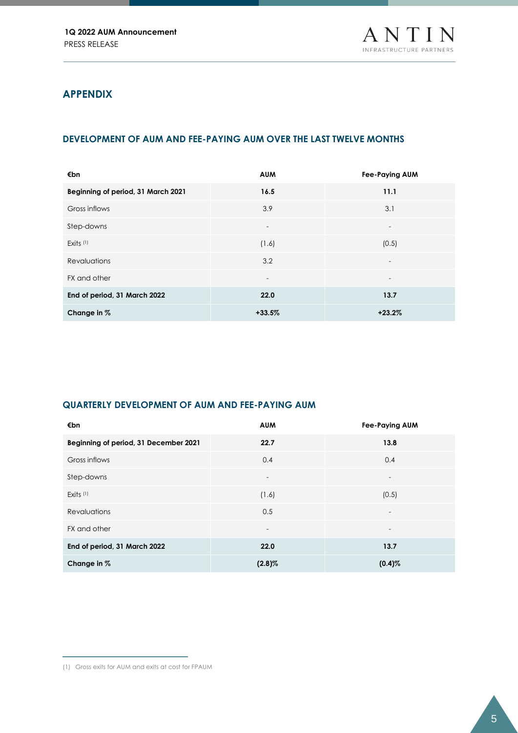# APPENDIX

## DEVELOPMENT OF AUM AND FEE-PAYING AUM OVER THE LAST TWELVE MONTHS

| €bn | AUM | Fee-Paying AUM |
|---|---|---|
| **Beginning of period, 31 March 2021** | **16.5** | **11.1** |
| Gross inflows | 3.9 | 3.1 |
| Step-downs | - | - |
| Exits [1] | (1.6) | (0.5) |
| Revaluations | 3.2 | - |
| FX and other | - | - |
| **End of period, 31 March 2022** | **22.0** | **13.7** |
| **Change in %** | **+33.5%** | **+23.2%** |

## QUARTERLY DEVELOPMENT OF AUM AND FEE-PAYING AUM

| €bn | AUM | Fee-Paying AUM |
|---|---|---|
| **Beginning of period, 31 December 2021** | **22.7** | **13.8** |
| Gross inflows | 0.4 | 0.4 |
| Step-downs | - | - |
| Exits [1] | (1.6) | (0.5) |
| Revaluations | 0.5 | - |
| FX and other | - | - |
| **End of period, 31 March 2022** | **22.0** | **13.7** |
| **Change in %** | **(2.8)%** | **(0.4)%** |

(1) Gross exits for AUM and exits at cost for FPAUM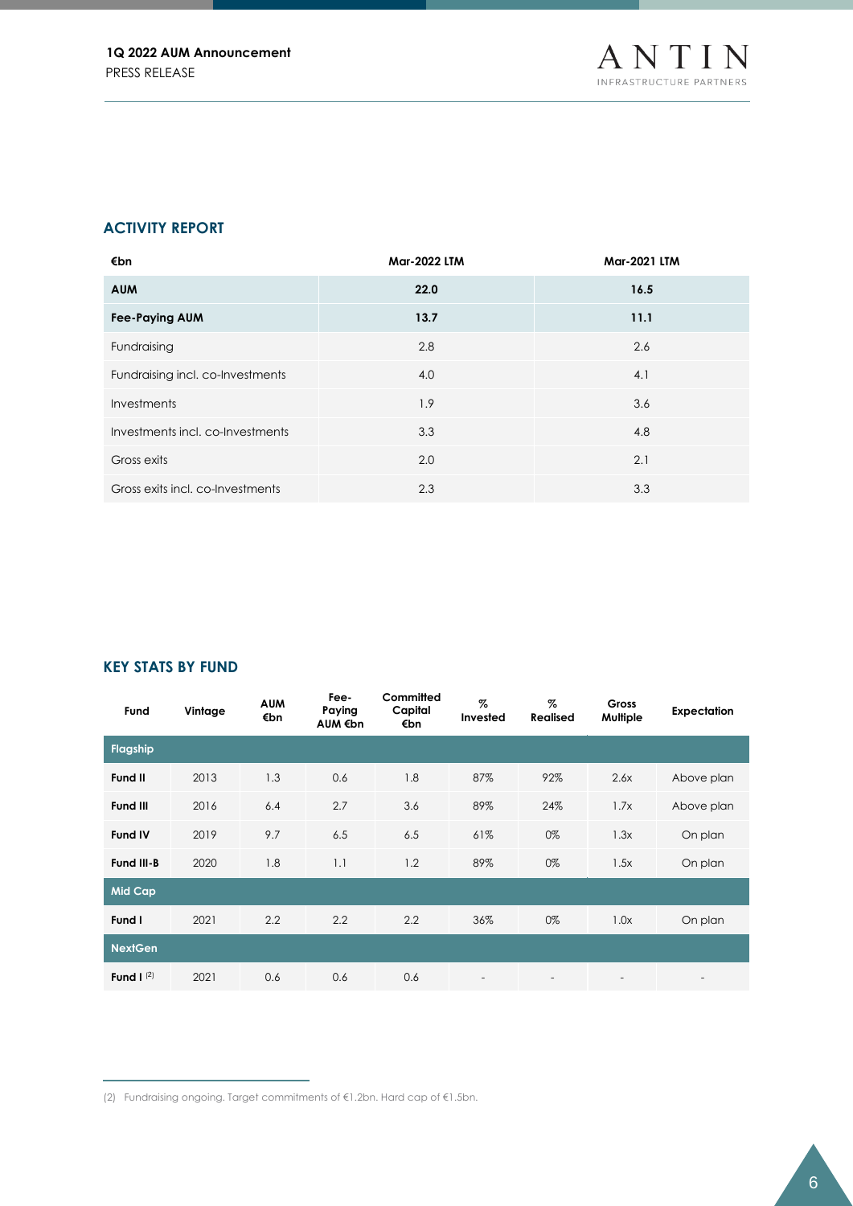## ACTIVITY REPORT

| €bn | Mar-2022 LTM | Mar-2021 LTM |
|---|---|---|
| **AUM** | **22.0** | **16.5** |
| **Fee-Paying AUM** | **13.7** | **11.1** |
| Fundraising | 2.8 | 2.6 |
| Fundraising incl. co-Investments | 4.0 | 4.1 |
| Investments | 1.9 | 3.6 |
| Investments incl. co-Investments | 3.3 | 4.8 |
| Gross exits | 2.0 | 2.1 |
| Gross exits incl. co-Investments | 2.3 | 3.3 |

## KEY STATS BY FUND

| Fund | Vintage | AUM €bn | Fee-Paying AUM €bn | Committed Capital €bn | % Invested | % Realised | Gross Multiple | Expectation |
|---|---|---|---|---|---|---|---|---|
| **Flagship** | | | | | | | | |
| **Fund II** | 2013 | 1.3 | 0.6 | 1.8 | 87% | 92% | 2.6x | Above plan |
| **Fund III** | 2016 | 6.4 | 2.7 | 3.6 | 89% | 24% | 1.7x | Above plan |
| **Fund IV** | 2019 | 9.7 | 6.5 | 6.5 | 61% | 0% | 1.3x | On plan |
| **Fund III-B** | 2020 | 1.8 | 1.1 | 1.2 | 89% | 0% | 1.5x | On plan |
| **Mid Cap** | | | | | | | | |
| **Fund I** | 2021 | 2.2 | 2.2 | 2.2 | 36% | 0% | 1.0x | On plan |
| **NextGen** | | | | | | | | |
| **Fund I** [2] | 2021 | 0.6 | 0.6 | 0.6 | - | - | - | - |

(2) Fundraising ongoing. Target commitments of €1.2bn. Hard cap of €1.5bn.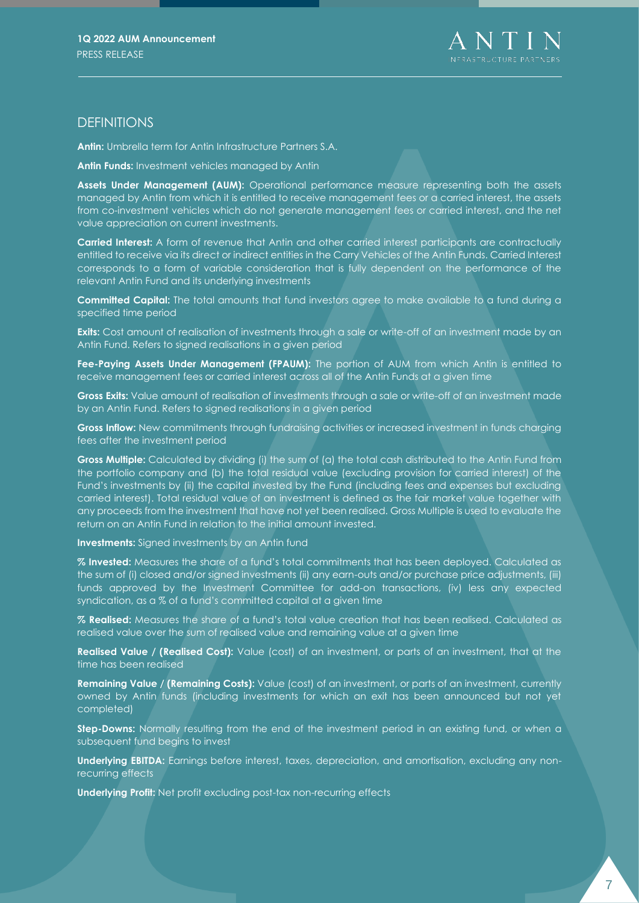## DEFINITIONS

**Antin:** Umbrella term for Antin Infrastructure Partners S.A.

**Antin Funds:** Investment vehicles managed by Antin

**Assets Under Management (AUM):** Operational performance measure representing both the assets managed by Antin from which it is entitled to receive management fees or a carried interest, the assets from co-investment vehicles which do not generate management fees or carried interest, and the net value appreciation on current investments.

**Carried Interest:** A form of revenue that Antin and other carried interest participants are contractually entitled to receive via its direct or indirect entities in the Carry Vehicles of the Antin Funds. Carried Interest corresponds to a form of variable consideration that is fully dependent on the performance of the relevant Antin Fund and its underlying investments

**Committed Capital:** The total amounts that fund investors agree to make available to a fund during a specified time period

**Exits:** Cost amount of realisation of investments through a sale or write-off of an investment made by an Antin Fund. Refers to signed realisations in a given period

**Fee-Paying Assets Under Management (FPAUM):** The portion of AUM from which Antin is entitled to receive management fees or carried interest across all of the Antin Funds at a given time

**Gross Exits:** Value amount of realisation of investments through a sale or write-off of an investment made by an Antin Fund. Refers to signed realisations in a given period

**Gross Inflow:** New commitments through fundraising activities or increased investment in funds charging fees after the investment period

**Gross Multiple:** Calculated by dividing (i) the sum of (a) the total cash distributed to the Antin Fund from the portfolio company and (b) the total residual value (excluding provision for carried interest) of the Fund's investments by (ii) the capital invested by the Fund (including fees and expenses but excluding carried interest). Total residual value of an investment is defined as the fair market value together with any proceeds from the investment that have not yet been realised. Gross Multiple is used to evaluate the return on an Antin Fund in relation to the initial amount invested.

**Investments:** Signed investments by an Antin fund

**% Invested:** Measures the share of a fund's total commitments that has been deployed. Calculated as the sum of (i) closed and/or signed investments (ii) any earn-outs and/or purchase price adjustments, (iii) funds approved by the Investment Committee for add-on transactions, (iv) less any expected syndication, as a % of a fund's committed capital at a given time

**% Realised:** Measures the share of a fund's total value creation that has been realised. Calculated as realised value over the sum of realised value and remaining value at a given time

**Realised Value / (Realised Cost):** Value (cost) of an investment, or parts of an investment, that at the time has been realised

**Remaining Value / (Remaining Costs):** Value (cost) of an investment, or parts of an investment, currently owned by Antin funds (including investments for which an exit has been announced but not yet completed)

**Step-Downs:** Normally resulting from the end of the investment period in an existing fund, or when a subsequent fund begins to invest

**Underlying EBITDA:** Earnings before interest, taxes, depreciation, and amortisation, excluding any non-recurring effects

**Underlying Profit:** Net profit excluding post-tax non-recurring effects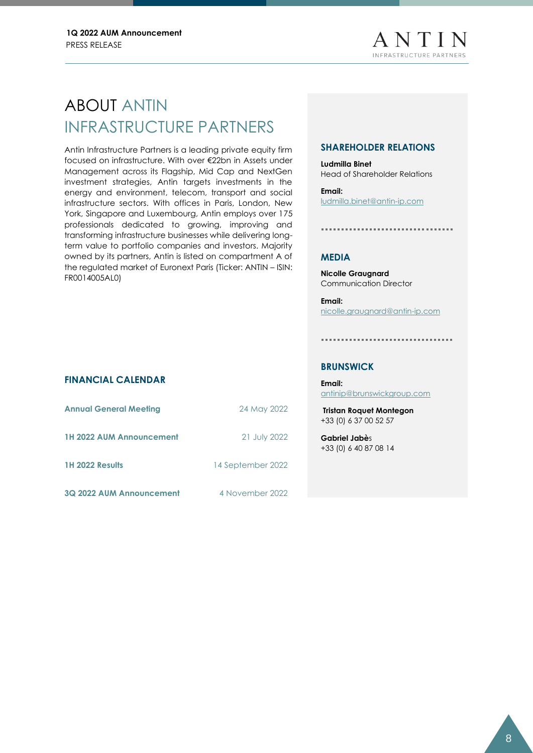# ABOUT ANTIN INFRASTRUCTURE PARTNERS

Antin Infrastructure Partners is a leading private equity firm focused on infrastructure. With over €22bn in Assets under Management across its Flagship, Mid Cap and NextGen investment strategies, Antin targets investments in the energy and environment, telecom, transport and social infrastructure sectors. With offices in Paris, London, New York, Singapore and Luxembourg, Antin employs over 175 professionals dedicated to growing, improving and transforming infrastructure businesses while delivering long-term value to portfolio companies and investors. Majority owned by its partners, Antin is listed on compartment A of the regulated market of Euronext Paris (Ticker: ANTIN – ISIN: FR0014005AL0)

## FINANCIAL CALENDAR

| | |
|---|---|
| **Annual General Meeting** | 24 May 2022 |
| **1H 2022 AUM Announcement** | 21 July 2022 |
| **1H 2022 Results** | 14 September 2022 |
| **3Q 2022 AUM Announcement** | 4 November 2022 |

## SHAREHOLDER RELATIONS

**Ludmilla Binet**
Head of Shareholder Relations

**Email:**
ludmilla.binet@antin-ip.com

## MEDIA

**Nicolle Graugnard**
Communication Director

**Email:**
nicolle.graugnard@antin-ip.com

## BRUNSWICK

**Email:**
antinip@brunswickgroup.com

**Tristan Roquet Montegon**
+33 (0) 6 37 00 52 57

**Gabriel Jabès**
+33 (0) 6 40 87 08 14